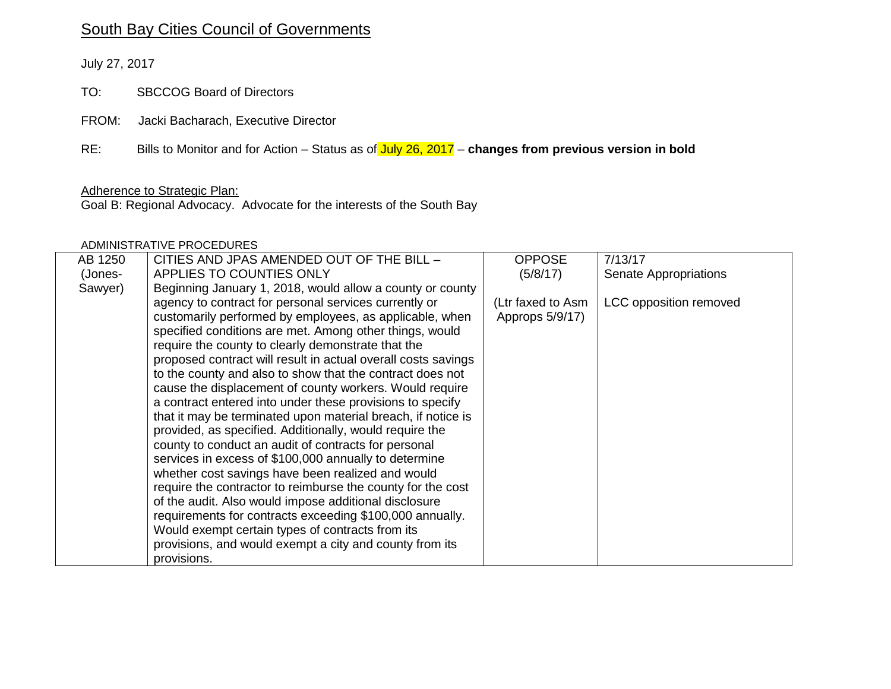# South Bay Cities Council of Governments

July 27, 2017

TO: SBCCOG Board of Directors

FROM: Jacki Bacharach, Executive Director

RE: Bills to Monitor and for Action – Status as of July 26, 2017 – **changes from previous version in bold**

Adherence to Strategic Plan:
Goal B: Regional Advocacy. Advocate for the interests of the South Bay

ADMINISTRATIVE PROCEDURES

| | | | |
|---|---|---|---|
| AB 1250 (Jones-Sawyer) | CITIES AND JPAS AMENDED OUT OF THE BILL – APPLIES TO COUNTIES ONLY<br>Beginning January 1, 2018, would allow a county or county agency to contract for personal services currently or customarily performed by employees, as applicable, when specified conditions are met. Among other things, would require the county to clearly demonstrate that the proposed contract will result in actual overall costs savings to the county and also to show that the contract does not cause the displacement of county workers. Would require a contract entered into under these provisions to specify that it may be terminated upon material breach, if notice is provided, as specified. Additionally, would require the county to conduct an audit of contracts for personal services in excess of $100,000 annually to determine whether cost savings have been realized and would require the contractor to reimburse the county for the cost of the audit. Also would impose additional disclosure requirements for contracts exceeding $100,000 annually. Would exempt certain types of contracts from its provisions, and would exempt a city and county from its provisions. | OPPOSE (5/8/17)<br><br>(Ltr faxed to Asm Approps 5/9/17) | 7/13/17<br>Senate Appropriations<br><br>LCC opposition removed |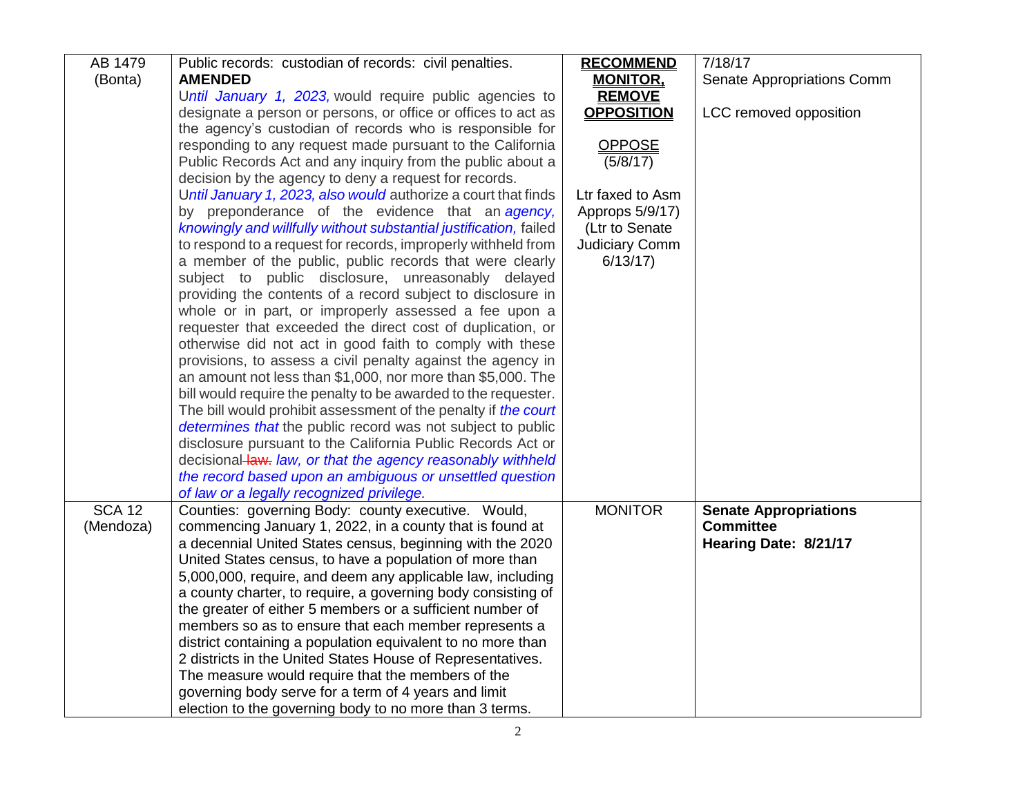| | | | |
|---|---|---|---|
| AB 1479<br>(Bonta) | Public records: custodian of records: civil penalties.<br>**AMENDED**<br>U*ntil January 1, 2023,* would require public agencies to designate a person or persons, or office or offices to act as the agency's custodian of records who is responsible for responding to any request made pursuant to the California Public Records Act and any inquiry from the public about a decision by the agency to deny a request for records.<br>U*ntil January 1, 2023, also would* authorize a court that finds by preponderance of the evidence that an *agency, knowingly and willfully without substantial justification,* failed to respond to a request for records, improperly withheld from a member of the public, public records that were clearly subject to public disclosure, unreasonably delayed providing the contents of a record subject to disclosure in whole or in part, or improperly assessed a fee upon a requester that exceeded the direct cost of duplication, or otherwise did not act in good faith to comply with these provisions, to assess a civil penalty against the agency in an amount not less than $1,000, nor more than $5,000. The bill would require the penalty to be awarded to the requester. The bill would prohibit assessment of the penalty if *the court determines that* the public record was not subject to public disclosure pursuant to the California Public Records Act or decisional ~~law.~~ *law, or that the agency reasonably withheld the record based upon an ambiguous or unsettled question of law or a legally recognized privilege.* | **RECOMMEND MONITOR, REMOVE OPPOSITION**<br><br>OPPOSE<br>(5/8/17)<br><br>Ltr faxed to Asm Approps 5/9/17)<br>(Ltr to Senate Judiciary Comm 6/13/17) | 7/18/17<br>Senate Appropriations Comm<br><br>LCC removed opposition |
| SCA 12<br>(Mendoza) | Counties: governing Body: county executive. Would, commencing January 1, 2022, in a county that is found at a decennial United States census, beginning with the 2020 United States census, to have a population of more than 5,000,000, require, and deem any applicable law, including a county charter, to require, a governing body consisting of the greater of either 5 members or a sufficient number of members so as to ensure that each member represents a district containing a population equivalent to no more than 2 districts in the United States House of Representatives. The measure would require that the members of the governing body serve for a term of 4 years and limit election to the governing body to no more than 3 terms. | MONITOR | **Senate Appropriations Committee**<br>**Hearing Date: 8/21/17** |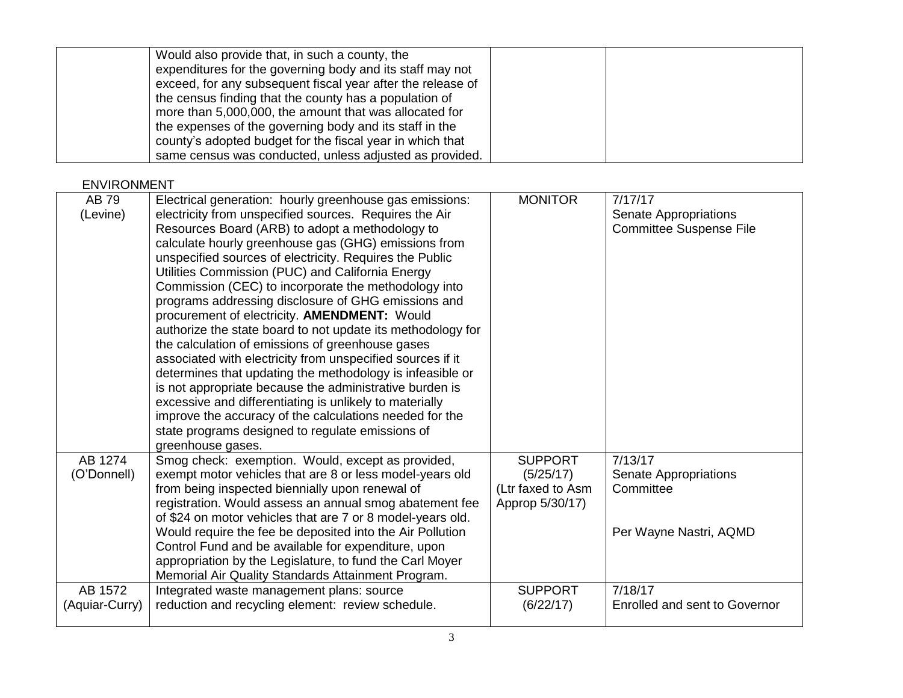| | | | |
|---|---|---|---|
| | Would also provide that, in such a county, the expenditures for the governing body and its staff may not exceed, for any subsequent fiscal year after the release of the census finding that the county has a population of more than 5,000,000, the amount that was allocated for the expenses of the governing body and its staff in the county's adopted budget for the fiscal year in which that same census was conducted, unless adjusted as provided. | | |

ENVIRONMENT

| | | | |
|---|---|---|---|
| AB 79 (Levine) | Electrical generation: hourly greenhouse gas emissions: electricity from unspecified sources. Requires the Air Resources Board (ARB) to adopt a methodology to calculate hourly greenhouse gas (GHG) emissions from unspecified sources of electricity. Requires the Public Utilities Commission (PUC) and California Energy Commission (CEC) to incorporate the methodology into programs addressing disclosure of GHG emissions and procurement of electricity. **AMENDMENT:** Would authorize the state board to not update its methodology for the calculation of emissions of greenhouse gases associated with electricity from unspecified sources if it determines that updating the methodology is infeasible or is not appropriate because the administrative burden is excessive and differentiating is unlikely to materially improve the accuracy of the calculations needed for the state programs designed to regulate emissions of greenhouse gases. | MONITOR | 7/17/17<br>Senate Appropriations Committee Suspense File |
| AB 1274 (O'Donnell) | Smog check: exemption. Would, except as provided, exempt motor vehicles that are 8 or less model-years old from being inspected biennially upon renewal of registration. Would assess an annual smog abatement fee of $24 on motor vehicles that are 7 or 8 model-years old. Would require the fee be deposited into the Air Pollution Control Fund and be available for expenditure, upon appropriation by the Legislature, to fund the Carl Moyer Memorial Air Quality Standards Attainment Program. | SUPPORT (5/25/17) (Ltr faxed to Asm Approp 5/30/17) | 7/13/17<br>Senate Appropriations Committee<br><br>Per Wayne Nastri, AQMD |
| AB 1572 (Aquiar-Curry) | Integrated waste management plans: source reduction and recycling element: review schedule. | SUPPORT (6/22/17) | 7/18/17<br>Enrolled and sent to Governor |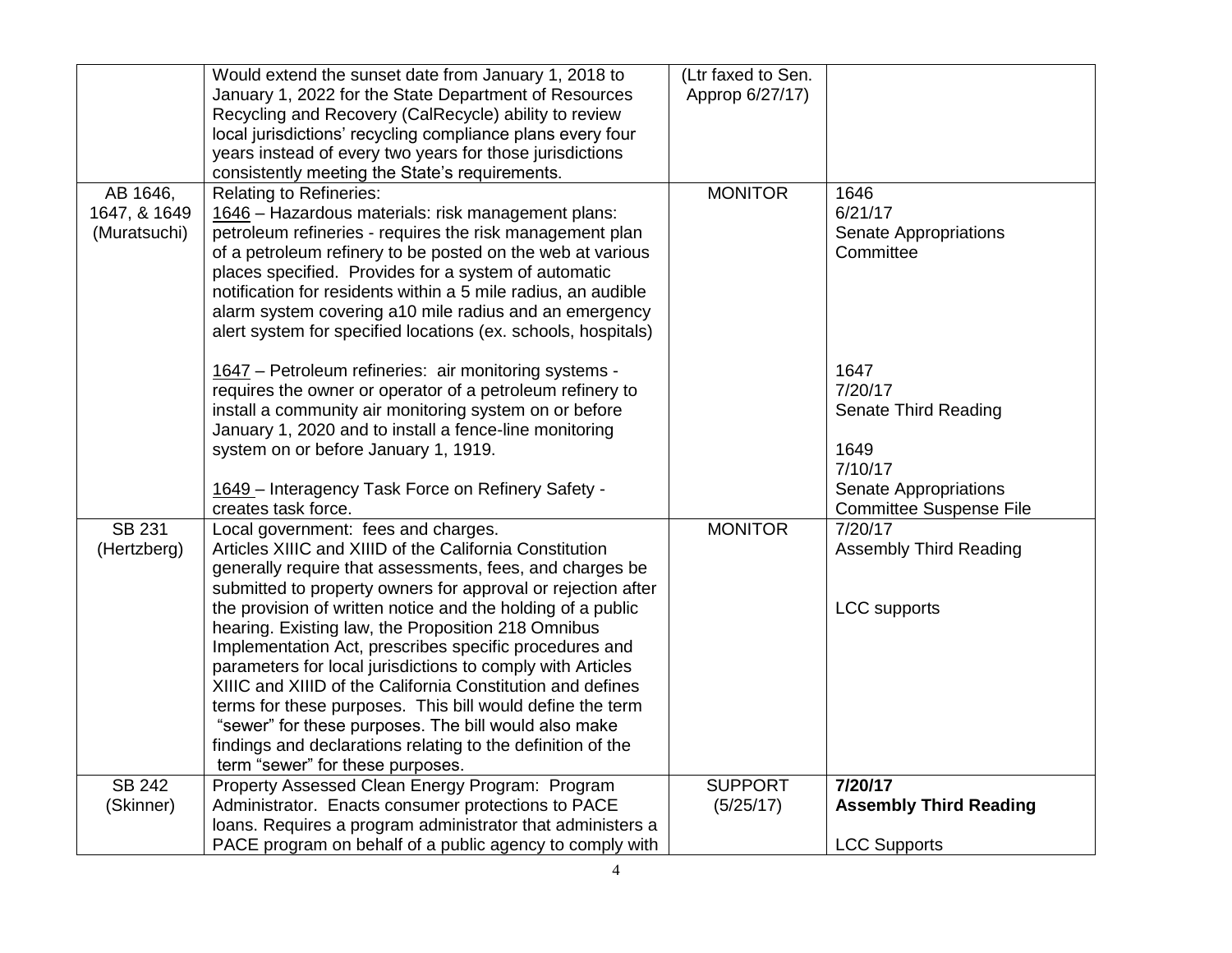| | | | |
|---|---|---|---|
| | Would extend the sunset date from January 1, 2018 to January 1, 2022 for the State Department of Resources Recycling and Recovery (CalRecycle) ability to review local jurisdictions' recycling compliance plans every four years instead of every two years for those jurisdictions consistently meeting the State's requirements. | (Ltr faxed to Sen. Approp 6/27/17) | |
| AB 1646, 1647, & 1649 (Muratsuchi) | Relating to Refineries:<br>1646 – Hazardous materials: risk management plans: petroleum refineries - requires the risk management plan of a petroleum refinery to be posted on the web at various places specified. Provides for a system of automatic notification for residents within a 5 mile radius, an audible alarm system covering a10 mile radius and an emergency alert system for specified locations (ex. schools, hospitals)<br><br>1647 – Petroleum refineries: air monitoring systems - requires the owner or operator of a petroleum refinery to install a community air monitoring system on or before January 1, 2020 and to install a fence-line monitoring system on or before January 1, 1919.<br><br>1649 – Interagency Task Force on Refinery Safety - creates task force. | MONITOR | 1646<br>6/21/17<br>Senate Appropriations Committee<br><br>1647<br>7/20/17<br>Senate Third Reading<br><br>1649<br>7/10/17<br>Senate Appropriations Committee Suspense File |
| SB 231 (Hertzberg) | Local government: fees and charges.<br>Articles XIIIC and XIIID of the California Constitution generally require that assessments, fees, and charges be submitted to property owners for approval or rejection after the provision of written notice and the holding of a public hearing. Existing law, the Proposition 218 Omnibus Implementation Act, prescribes specific procedures and parameters for local jurisdictions to comply with Articles XIIIC and XIIID of the California Constitution and defines terms for these purposes. This bill would define the term "sewer" for these purposes. The bill would also make findings and declarations relating to the definition of the term "sewer" for these purposes. | MONITOR | 7/20/17<br>Assembly Third Reading<br><br>LCC supports |
| SB 242 (Skinner) | Property Assessed Clean Energy Program: Program Administrator. Enacts consumer protections to PACE loans. Requires a program administrator that administers a PACE program on behalf of a public agency to comply with | SUPPORT (5/25/17) | **7/20/17**<br>**Assembly Third Reading**<br><br>LCC Supports |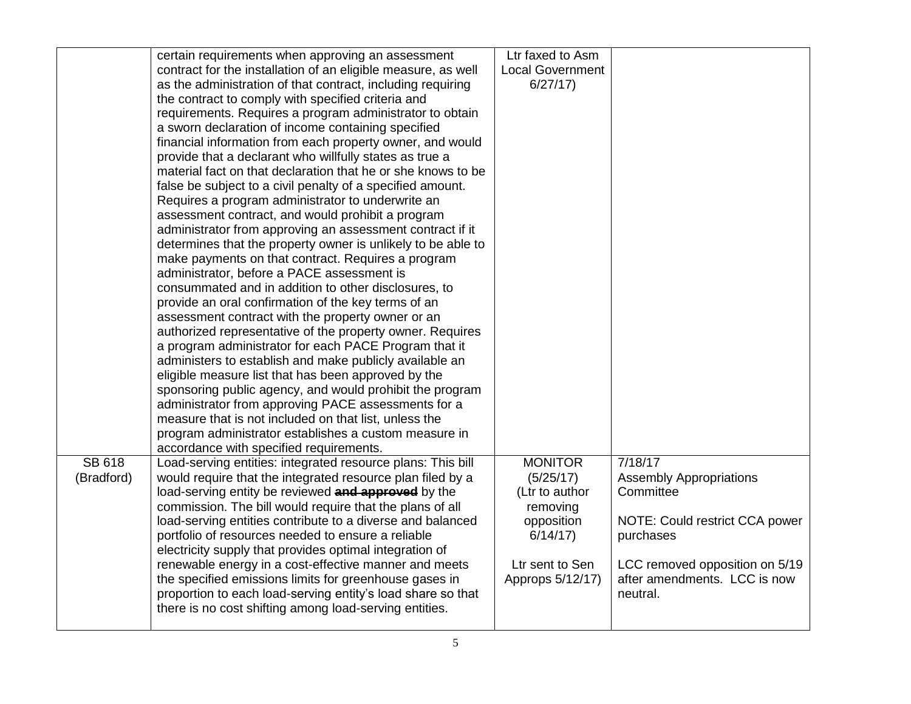| | | | |
|---|---|---|---|
| | certain requirements when approving an assessment contract for the installation of an eligible measure, as well as the administration of that contract, including requiring the contract to comply with specified criteria and requirements. Requires a program administrator to obtain a sworn declaration of income containing specified financial information from each property owner, and would provide that a declarant who willfully states as true a material fact on that declaration that he or she knows to be false be subject to a civil penalty of a specified amount. Requires a program administrator to underwrite an assessment contract, and would prohibit a program administrator from approving an assessment contract if it determines that the property owner is unlikely to be able to make payments on that contract. Requires a program administrator, before a PACE assessment is consummated and in addition to other disclosures, to provide an oral confirmation of the key terms of an assessment contract with the property owner or an authorized representative of the property owner. Requires a program administrator for each PACE Program that it administers to establish and make publicly available an eligible measure list that has been approved by the sponsoring public agency, and would prohibit the program administrator from approving PACE assessments for a measure that is not included on that list, unless the program administrator establishes a custom measure in accordance with specified requirements. | Ltr faxed to Asm Local Government 6/27/17) | |
| SB 618 (Bradford) | Load-serving entities: integrated resource plans: This bill would require that the integrated resource plan filed by a load-serving entity be reviewed ~~**and approved**~~ by the commission. The bill would require that the plans of all load-serving entities contribute to a diverse and balanced portfolio of resources needed to ensure a reliable electricity supply that provides optimal integration of renewable energy in a cost-effective manner and meets the specified emissions limits for greenhouse gases in proportion to each load-serving entity's load share so that there is no cost shifting among load-serving entities. | MONITOR (5/25/17) (Ltr to author removing opposition 6/14/17) Ltr sent to Sen Approps 5/12/17) | 7/18/17 Assembly Appropriations Committee NOTE: Could restrict CCA power purchases LCC removed opposition on 5/19 after amendments. LCC is now neutral. |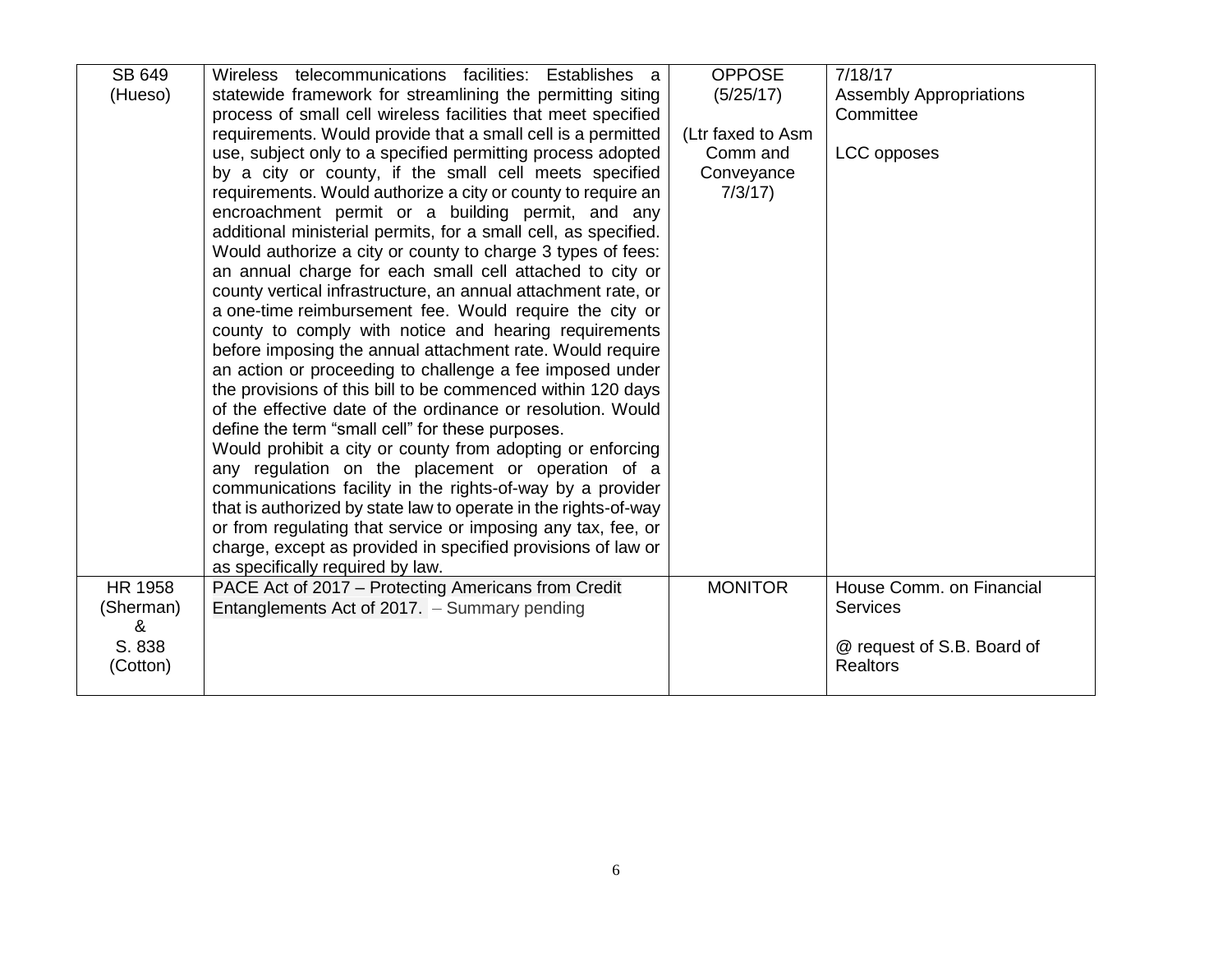| SB 649 (Hueso) | Wireless telecommunications facilities: Establishes a statewide framework for streamlining the permitting siting process of small cell wireless facilities that meet specified requirements. Would provide that a small cell is a permitted use, subject only to a specified permitting process adopted by a city or county, if the small cell meets specified requirements. Would authorize a city or county to require an encroachment permit or a building permit, and any additional ministerial permits, for a small cell, as specified. Would authorize a city or county to charge 3 types of fees: an annual charge for each small cell attached to city or county vertical infrastructure, an annual attachment rate, or a one-time reimbursement fee. Would require the city or county to comply with notice and hearing requirements before imposing the annual attachment rate. Would require an action or proceeding to challenge a fee imposed under the provisions of this bill to be commenced within 120 days of the effective date of the ordinance or resolution. Would define the term "small cell" for these purposes.<br>Would prohibit a city or county from adopting or enforcing any regulation on the placement or operation of a communications facility in the rights-of-way by a provider that is authorized by state law to operate in the rights-of-way or from regulating that service or imposing any tax, fee, or charge, except as provided in specified provisions of law or as specifically required by law. | OPPOSE (5/25/17)<br><br>(Ltr faxed to Asm Comm and Conveyance 7/3/17) | 7/18/17<br>Assembly Appropriations Committee<br><br>LCC opposes |
|---|---|---|---|
| HR 1958 (Sherman) & S. 838 (Cotton) | PACE Act of 2017 – Protecting Americans from Credit Entanglements Act of 2017. – Summary pending | MONITOR | House Comm. on Financial Services<br><br>@ request of S.B. Board of Realtors |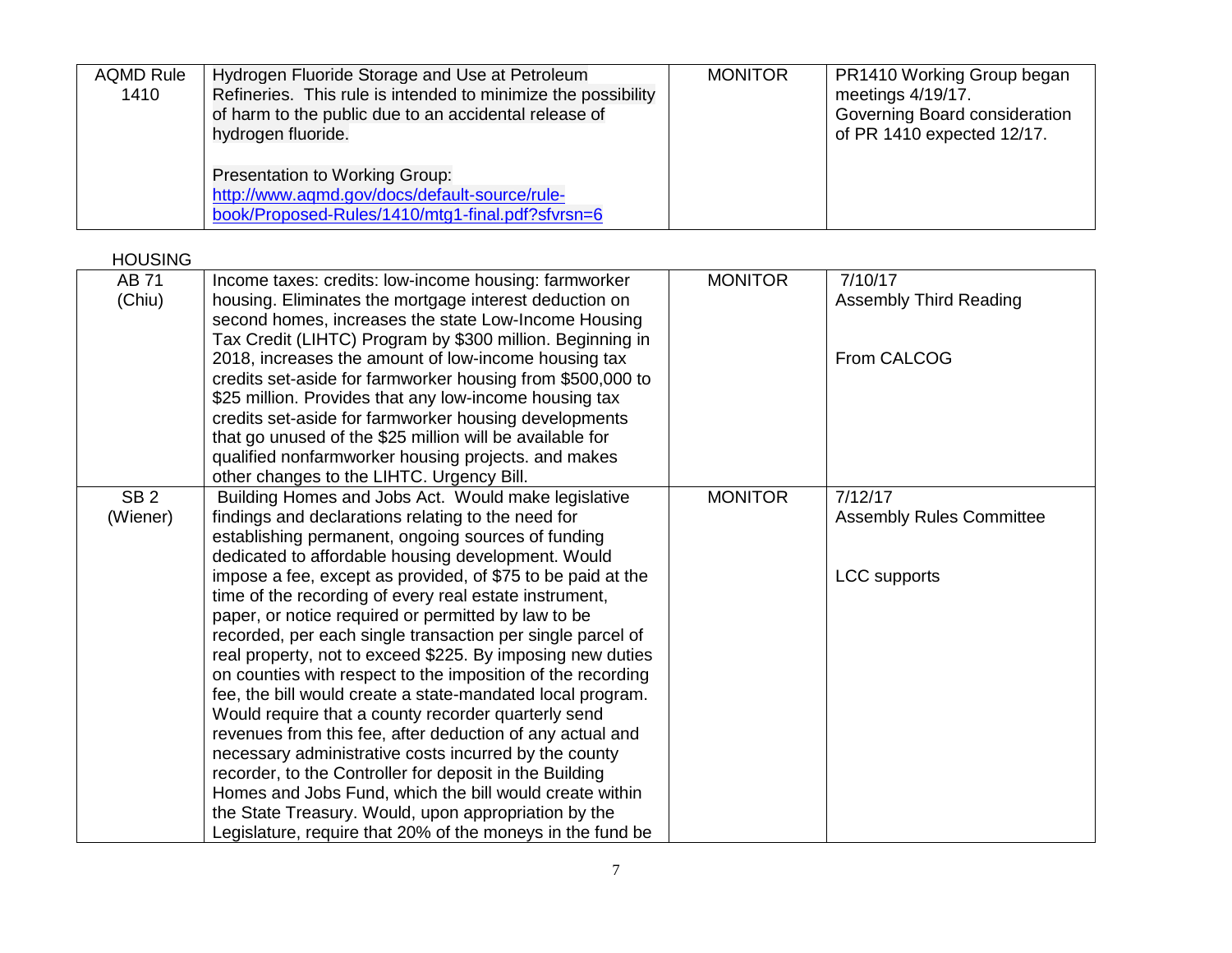| | | | |
|---|---|---|---|
| AQMD Rule 1410 | Hydrogen Fluoride Storage and Use at Petroleum Refineries. This rule is intended to minimize the possibility of harm to the public due to an accidental release of hydrogen fluoride.<br><br>Presentation to Working Group: [http://www.aqmd.gov/docs/default-source/rule-book/Proposed-Rules/1410/mtg1-final.pdf?sfvrsn=6](http://www.aqmd.gov/docs/default-source/rule-book/Proposed-Rules/1410/mtg1-final.pdf?sfvrsn=6) | MONITOR | PR1410 Working Group began meetings 4/19/17.<br>Governing Board consideration of PR 1410 expected 12/17. |

HOUSING

| | | | |
|---|---|---|---|
| AB 71 (Chiu) | Income taxes: credits: low-income housing: farmworker housing. Eliminates the mortgage interest deduction on second homes, increases the state Low-Income Housing Tax Credit (LIHTC) Program by $300 million. Beginning in 2018, increases the amount of low-income housing tax credits set-aside for farmworker housing from $500,000 to $25 million. Provides that any low-income housing tax credits set-aside for farmworker housing developments that go unused of the $25 million will be available for qualified nonfarmworker housing projects. and makes other changes to the LIHTC. Urgency Bill. | MONITOR | 7/10/17<br>Assembly Third Reading<br><br>From CALCOG |
| SB 2 (Wiener) | Building Homes and Jobs Act. Would make legislative findings and declarations relating to the need for establishing permanent, ongoing sources of funding dedicated to affordable housing development. Would impose a fee, except as provided, of $75 to be paid at the time of the recording of every real estate instrument, paper, or notice required or permitted by law to be recorded, per each single transaction per single parcel of real property, not to exceed $225. By imposing new duties on counties with respect to the imposition of the recording fee, the bill would create a state-mandated local program. Would require that a county recorder quarterly send revenues from this fee, after deduction of any actual and necessary administrative costs incurred by the county recorder, to the Controller for deposit in the Building Homes and Jobs Fund, which the bill would create within the State Treasury. Would, upon appropriation by the Legislature, require that 20% of the moneys in the fund be | MONITOR | 7/12/17<br>Assembly Rules Committee<br><br>LCC supports |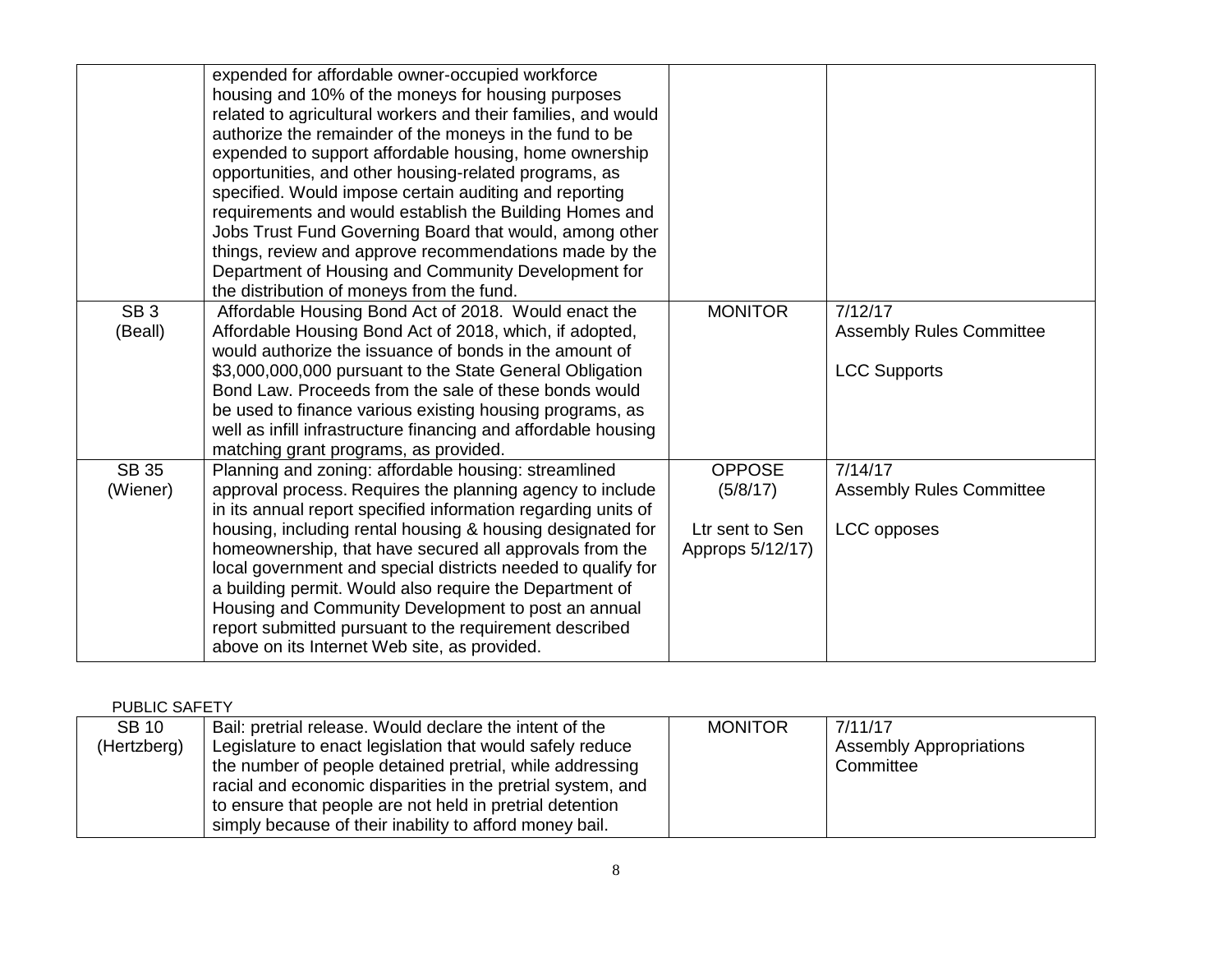| | | | |
|---|---|---|---|
| | expended for affordable owner-occupied workforce housing and 10% of the moneys for housing purposes related to agricultural workers and their families, and would authorize the remainder of the moneys in the fund to be expended to support affordable housing, home ownership opportunities, and other housing-related programs, as specified. Would impose certain auditing and reporting requirements and would establish the Building Homes and Jobs Trust Fund Governing Board that would, among other things, review and approve recommendations made by the Department of Housing and Community Development for the distribution of moneys from the fund. | | |
| SB 3 (Beall) | Affordable Housing Bond Act of 2018. Would enact the Affordable Housing Bond Act of 2018, which, if adopted, would authorize the issuance of bonds in the amount of $3,000,000,000 pursuant to the State General Obligation Bond Law. Proceeds from the sale of these bonds would be used to finance various existing housing programs, as well as infill infrastructure financing and affordable housing matching grant programs, as provided. | MONITOR | 7/12/17<br>Assembly Rules Committee<br><br>LCC Supports |
| SB 35 (Wiener) | Planning and zoning: affordable housing: streamlined approval process. Requires the planning agency to include in its annual report specified information regarding units of housing, including rental housing & housing designated for homeownership, that have secured all approvals from the local government and special districts needed to qualify for a building permit. Would also require the Department of Housing and Community Development to post an annual report submitted pursuant to the requirement described above on its Internet Web site, as provided. | OPPOSE (5/8/17)<br><br>Ltr sent to Sen Approps 5/12/17) | 7/14/17<br>Assembly Rules Committee<br><br>LCC opposes |

PUBLIC SAFETY

| | | | |
|---|---|---|---|
| SB 10 (Hertzberg) | Bail: pretrial release. Would declare the intent of the Legislature to enact legislation that would safely reduce the number of people detained pretrial, while addressing racial and economic disparities in the pretrial system, and to ensure that people are not held in pretrial detention simply because of their inability to afford money bail. | MONITOR | 7/11/17<br>Assembly Appropriations Committee |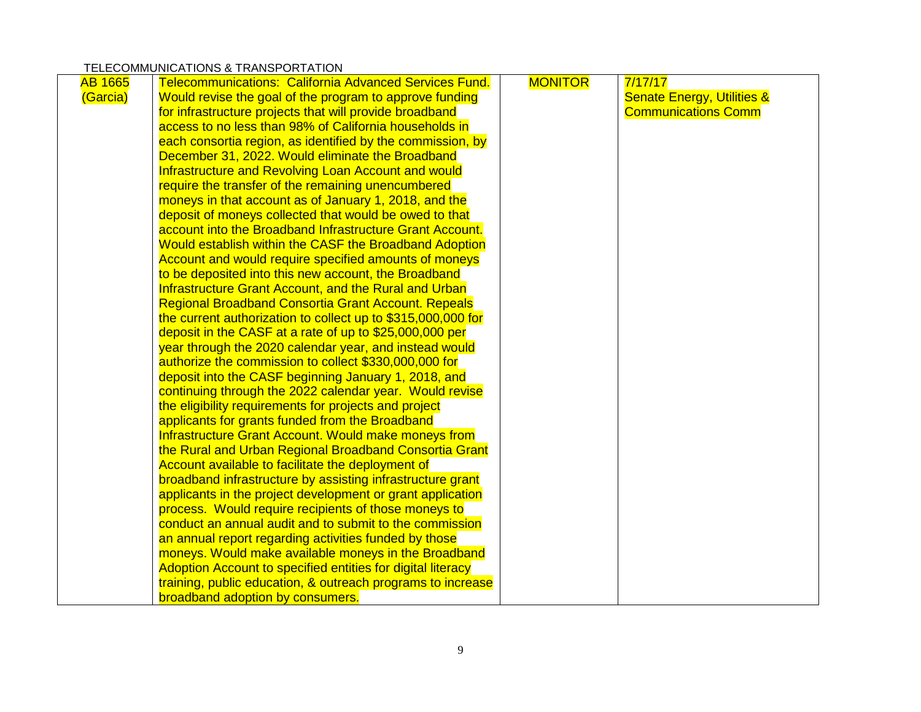TELECOMMUNICATIONS & TRANSPORTATION

| | | | |
|---|---|---|---|
| AB 1665 (Garcia) | Telecommunications: California Advanced Services Fund. Would revise the goal of the program to approve funding for infrastructure projects that will provide broadband access to no less than 98% of California households in each consortia region, as identified by the commission, by December 31, 2022. Would eliminate the Broadband Infrastructure and Revolving Loan Account and would require the transfer of the remaining unencumbered moneys in that account as of January 1, 2018, and the deposit of moneys collected that would be owed to that account into the Broadband Infrastructure Grant Account. Would establish within the CASF the Broadband Adoption Account and would require specified amounts of moneys to be deposited into this new account, the Broadband Infrastructure Grant Account, and the Rural and Urban Regional Broadband Consortia Grant Account. Repeals the current authorization to collect up to $315,000,000 for deposit in the CASF at a rate of up to $25,000,000 per year through the 2020 calendar year, and instead would authorize the commission to collect $330,000,000 for deposit into the CASF beginning January 1, 2018, and continuing through the 2022 calendar year. Would revise the eligibility requirements for projects and project applicants for grants funded from the Broadband Infrastructure Grant Account. Would make moneys from the Rural and Urban Regional Broadband Consortia Grant Account available to facilitate the deployment of broadband infrastructure by assisting infrastructure grant applicants in the project development or grant application process. Would require recipients of those moneys to conduct an annual audit and to submit to the commission an annual report regarding activities funded by those moneys. Would make available moneys in the Broadband Adoption Account to specified entities for digital literacy training, public education, & outreach programs to increase broadband adoption by consumers. | MONITOR | 7/17/17 Senate Energy, Utilities & Communications Comm |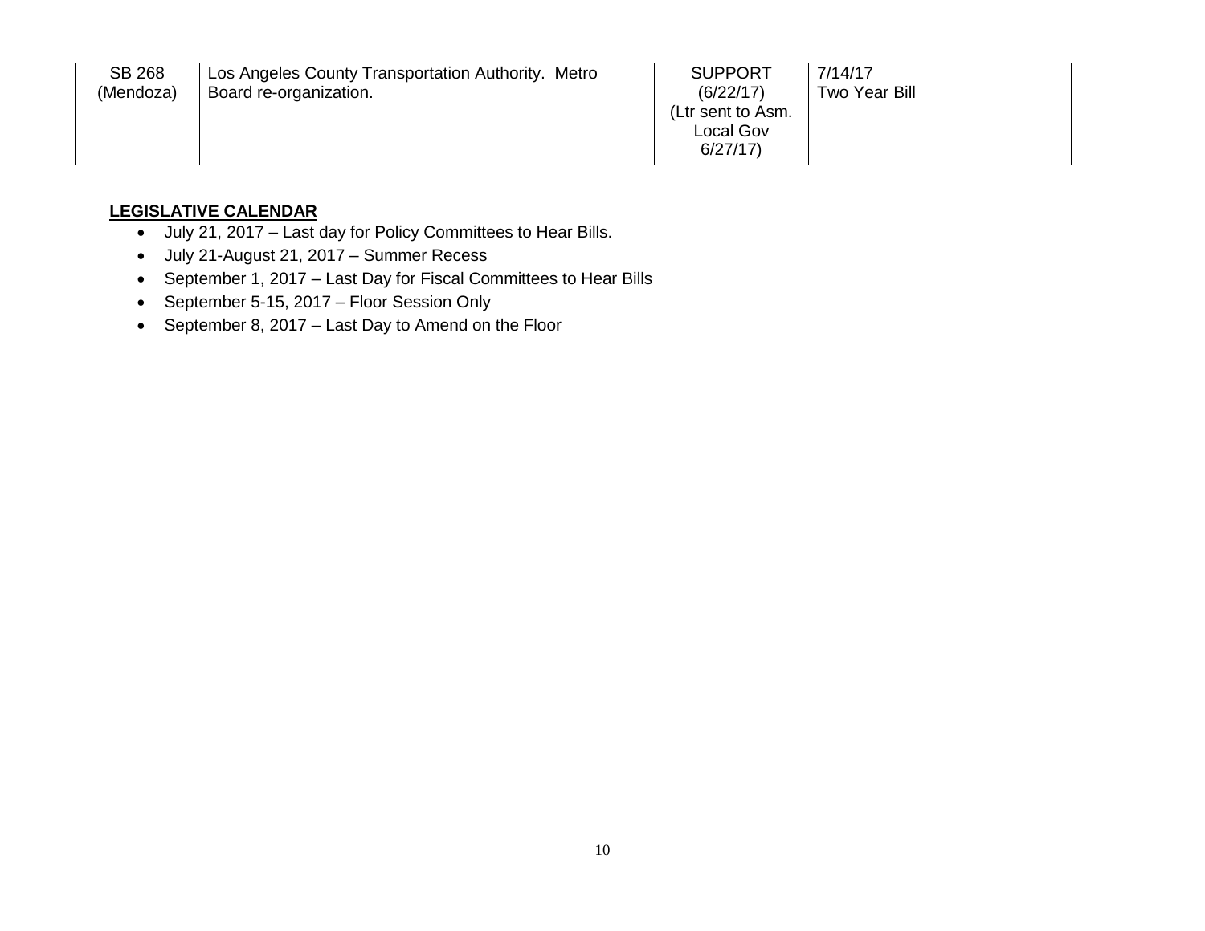| | | | |
|---|---|---|---|
| SB 268 (Mendoza) | Los Angeles County Transportation Authority. Metro Board re-organization. | SUPPORT (6/22/17) (Ltr sent to Asm. Local Gov 6/27/17) | 7/14/17 Two Year Bill |

**LEGISLATIVE CALENDAR**

- July 21, 2017 – Last day for Policy Committees to Hear Bills.
- July 21-August 21, 2017 – Summer Recess
- September 1, 2017 – Last Day for Fiscal Committees to Hear Bills
- September 5-15, 2017 – Floor Session Only
- September 8, 2017 – Last Day to Amend on the Floor